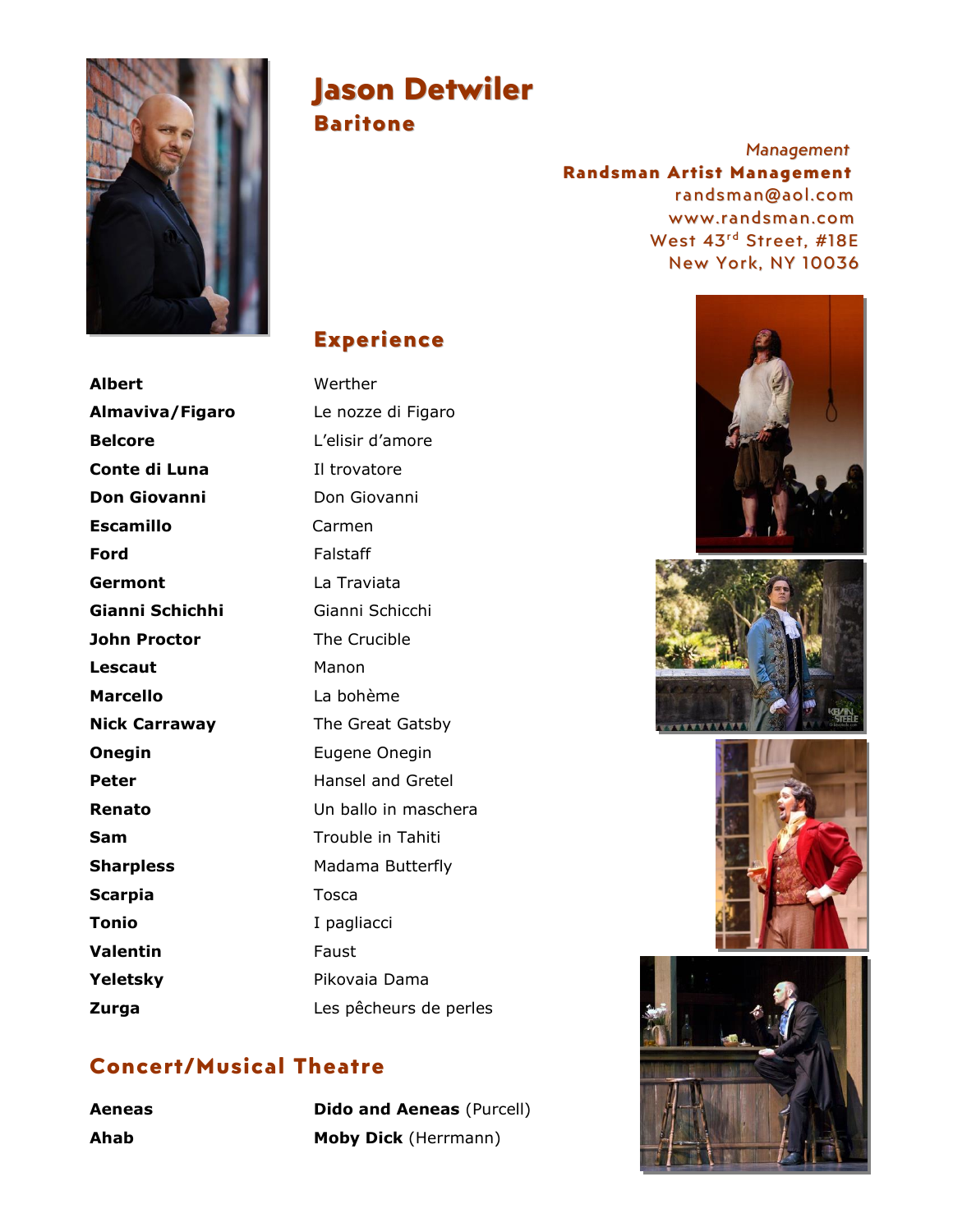# Jason Detwiler

## Baritone

*Management*
**Randsman Artist Management**
randsman@aol.com
www.randsman.com
West 43rd Street, #18E
New York, NY 10036

## Experience

| Role | Opera |
|---|---|
| **Albert** | Werther |
| **Almaviva/Figaro** | Le nozze di Figaro |
| **Belcore** | L'elisir d'amore |
| **Conte di Luna** | Il trovatore |
| **Don Giovanni** | Don Giovanni |
| **Escamillo** | Carmen |
| **Ford** | Falstaff |
| **Germont** | La Traviata |
| **Gianni Schichhi** | Gianni Schicchi |
| **John Proctor** | The Crucible |
| **Lescaut** | Manon |
| **Marcello** | La bohème |
| **Nick Carraway** | The Great Gatsby |
| **Onegin** | Eugene Onegin |
| **Peter** | Hansel and Gretel |
| **Renato** | Un ballo in maschera |
| **Sam** | Trouble in Tahiti |
| **Sharpless** | Madama Butterfly |
| **Scarpia** | Tosca |
| **Tonio** | I pagliacci |
| **Valentin** | Faust |
| **Yeletsky** | Pikovaia Dama |
| **Zurga** | Les pêcheurs de perles |

## Concert/Musical Theatre

| Role | Work |
|---|---|
| **Aeneas** | **Dido and Aeneas** (Purcell) |
| **Ahab** | **Moby Dick** (Herrmann) |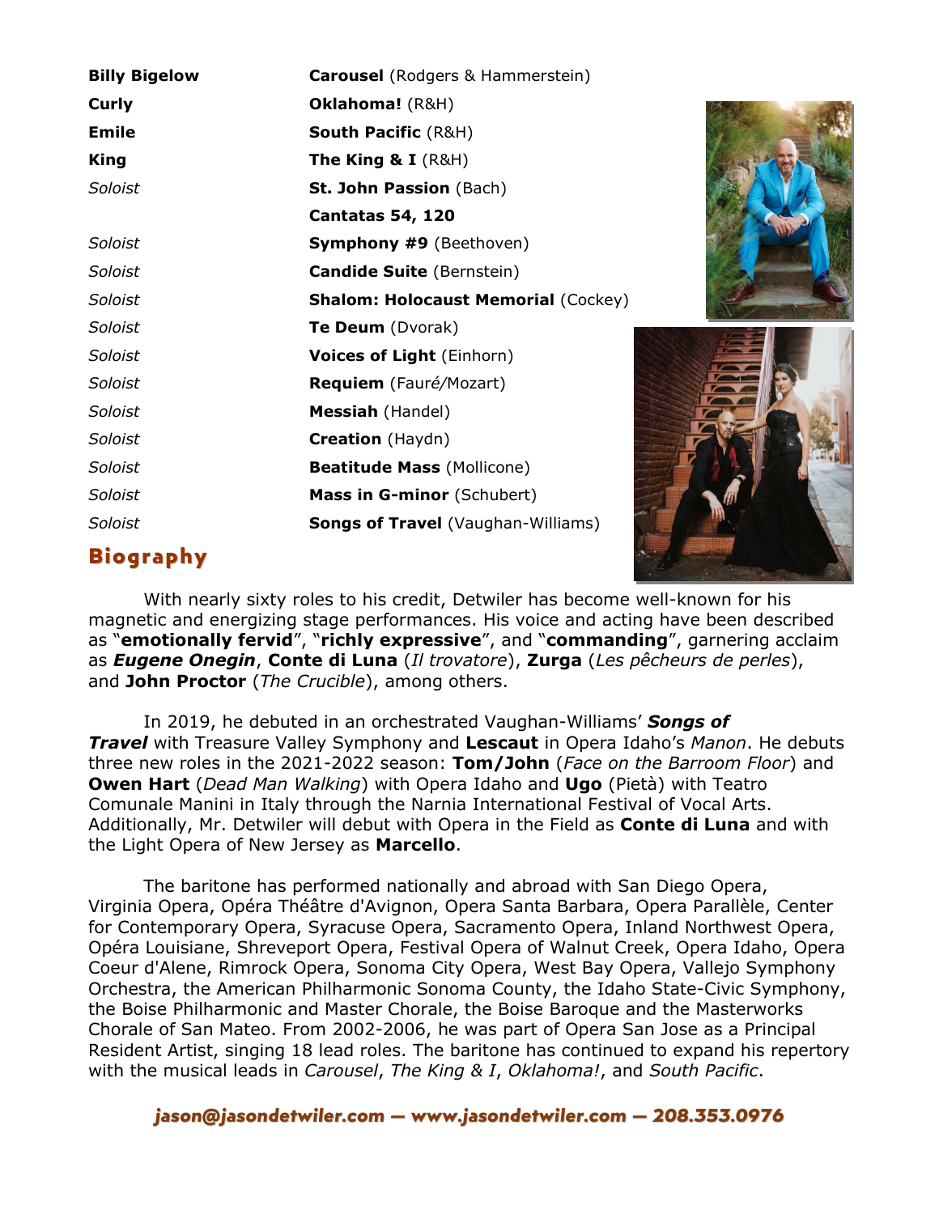| | |
|---|---|
| **Billy Bigelow** | **Carousel** (Rodgers & Hammerstein) |
| **Curly** | **Oklahoma!** (R&H) |
| **Emile** | **South Pacific** (R&H) |
| **King** | **The King & I** (R&H) |
| *Soloist* | **St. John Passion** (Bach) |
| | **Cantatas 54, 120** |
| *Soloist* | **Symphony #9** (Beethoven) |
| *Soloist* | **Candide Suite** (Bernstein) |
| *Soloist* | **Shalom: Holocaust Memorial** (Cockey) |
| *Soloist* | **Te Deum** (Dvorak) |
| *Soloist* | **Voices of Light** (Einhorn) |
| *Soloist* | **Requiem** (Fauré/Mozart) |
| *Soloist* | **Messiah** (Handel) |
| *Soloist* | **Creation** (Haydn) |
| *Soloist* | **Beatitude Mass** (Mollicone) |
| *Soloist* | **Mass in G-minor** (Schubert) |
| *Soloist* | **Songs of Travel** (Vaughan-Williams) |

## Biography

With nearly sixty roles to his credit, Detwiler has become well-known for his magnetic and energizing stage performances. His voice and acting have been described as "**emotionally fervid**", "**richly expressive**", and "**commanding**", garnering acclaim as ***Eugene Onegin***, **Conte di Luna** (*Il trovatore*), **Zurga** (*Les pêcheurs de perles*), and **John Proctor** (*The Crucible*), among others.

In 2019, he debuted in an orchestrated Vaughan-Williams' ***Songs of Travel*** with Treasure Valley Symphony and **Lescaut** in Opera Idaho's *Manon*. He debuts three new roles in the 2021-2022 season: **Tom/John** (*Face on the Barroom Floor*) and **Owen Hart** (*Dead Man Walking*) with Opera Idaho and **Ugo** (Pietà) with Teatro Comunale Manini in Italy through the Narnia International Festival of Vocal Arts. Additionally, Mr. Detwiler will debut with Opera in the Field as **Conte di Luna** and with the Light Opera of New Jersey as **Marcello**.

The baritone has performed nationally and abroad with San Diego Opera, Virginia Opera, Opéra Théâtre d'Avignon, Opera Santa Barbara, Opera Parallèle, Center for Contemporary Opera, Syracuse Opera, Sacramento Opera, Inland Northwest Opera, Opéra Louisiane, Shreveport Opera, Festival Opera of Walnut Creek, Opera Idaho, Opera Coeur d'Alene, Rimrock Opera, Sonoma City Opera, West Bay Opera, Vallejo Symphony Orchestra, the American Philharmonic Sonoma County, the Idaho State-Civic Symphony, the Boise Philharmonic and Master Chorale, the Boise Baroque and the Masterworks Chorale of San Mateo. From 2002-2006, he was part of Opera San Jose as a Principal Resident Artist, singing 18 lead roles. The baritone has continued to expand his repertory with the musical leads in *Carousel*, *The King & I*, *Oklahoma!*, and *South Pacific*.

**jason@jasondetwiler.com — www.jasondetwiler.com — 208.353.0976**